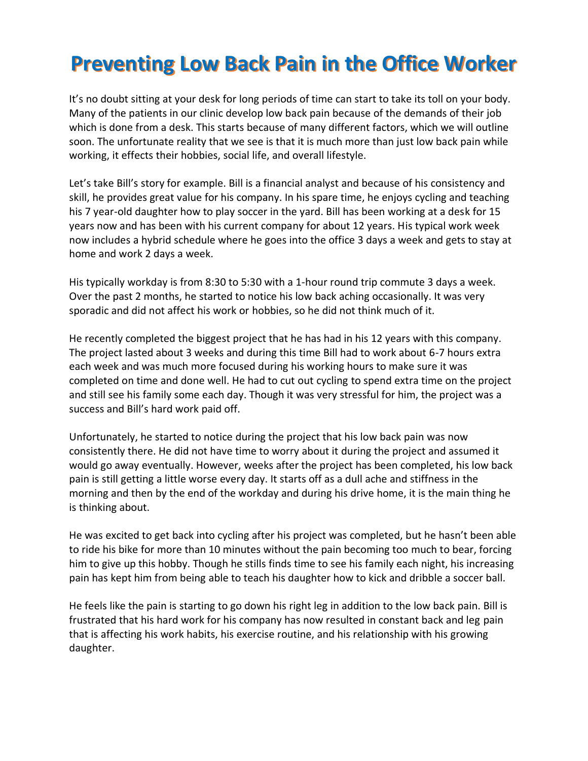# Preventing Low Back Pain in the Office Worker

It's no doubt sitting at your desk for long periods of time can start to take its toll on your body. Many of the patients in our clinic develop low back pain because of the demands of their job which is done from a desk. This starts because of many different factors, which we will outline soon. The unfortunate reality that we see is that it is much more than just low back pain while working, it effects their hobbies, social life, and overall lifestyle.

Let's take Bill's story for example. Bill is a financial analyst and because of his consistency and skill, he provides great value for his company. In his spare time, he enjoys cycling and teaching his 7 year-old daughter how to play soccer in the yard. Bill has been working at a desk for 15 years now and has been with his current company for about 12 years. His typical work week now includes a hybrid schedule where he goes into the office 3 days a week and gets to stay at home and work 2 days a week.

His typically workday is from 8:30 to 5:30 with a 1-hour round trip commute 3 days a week. Over the past 2 months, he started to notice his low back aching occasionally. It was very sporadic and did not affect his work or hobbies, so he did not think much of it.

He recently completed the biggest project that he has had in his 12 years with this company. The project lasted about 3 weeks and during this time Bill had to work about 6-7 hours extra each week and was much more focused during his working hours to make sure it was completed on time and done well. He had to cut out cycling to spend extra time on the project and still see his family some each day. Though it was very stressful for him, the project was a success and Bill's hard work paid off.

Unfortunately, he started to notice during the project that his low back pain was now consistently there. He did not have time to worry about it during the project and assumed it would go away eventually. However, weeks after the project has been completed, his low back pain is still getting a little worse every day. It starts off as a dull ache and stiffness in the morning and then by the end of the workday and during his drive home, it is the main thing he is thinking about.

He was excited to get back into cycling after his project was completed, but he hasn't been able to ride his bike for more than 10 minutes without the pain becoming too much to bear, forcing him to give up this hobby. Though he stills finds time to see his family each night, his increasing pain has kept him from being able to teach his daughter how to kick and dribble a soccer ball.

He feels like the pain is starting to go down his right leg in addition to the low back pain. Bill is frustrated that his hard work for his company has now resulted in constant back and leg pain that is affecting his work habits, his exercise routine, and his relationship with his growing daughter.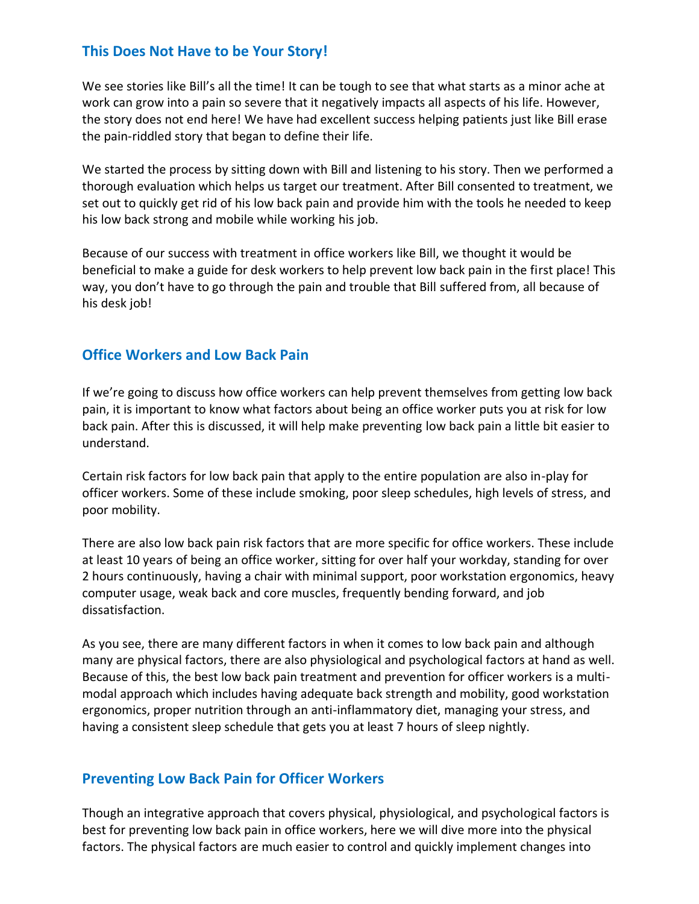## This Does Not Have to be Your Story!

We see stories like Bill's all the time! It can be tough to see that what starts as a minor ache at work can grow into a pain so severe that it negatively impacts all aspects of his life. However, the story does not end here! We have had excellent success helping patients just like Bill erase the pain-riddled story that began to define their life.

We started the process by sitting down with Bill and listening to his story. Then we performed a thorough evaluation which helps us target our treatment. After Bill consented to treatment, we set out to quickly get rid of his low back pain and provide him with the tools he needed to keep his low back strong and mobile while working his job.

Because of our success with treatment in office workers like Bill, we thought it would be beneficial to make a guide for desk workers to help prevent low back pain in the first place! This way, you don't have to go through the pain and trouble that Bill suffered from, all because of his desk job!

## Office Workers and Low Back Pain

If we're going to discuss how office workers can help prevent themselves from getting low back pain, it is important to know what factors about being an office worker puts you at risk for low back pain. After this is discussed, it will help make preventing low back pain a little bit easier to understand.

Certain risk factors for low back pain that apply to the entire population are also in-play for officer workers. Some of these include smoking, poor sleep schedules, high levels of stress, and poor mobility.

There are also low back pain risk factors that are more specific for office workers. These include at least 10 years of being an office worker, sitting for over half your workday, standing for over 2 hours continuously, having a chair with minimal support, poor workstation ergonomics, heavy computer usage, weak back and core muscles, frequently bending forward, and job dissatisfaction.

As you see, there are many different factors in when it comes to low back pain and although many are physical factors, there are also physiological and psychological factors at hand as well. Because of this, the best low back pain treatment and prevention for officer workers is a multi-modal approach which includes having adequate back strength and mobility, good workstation ergonomics, proper nutrition through an anti-inflammatory diet, managing your stress, and having a consistent sleep schedule that gets you at least 7 hours of sleep nightly.

## Preventing Low Back Pain for Officer Workers

Though an integrative approach that covers physical, physiological, and psychological factors is best for preventing low back pain in office workers, here we will dive more into the physical factors. The physical factors are much easier to control and quickly implement changes into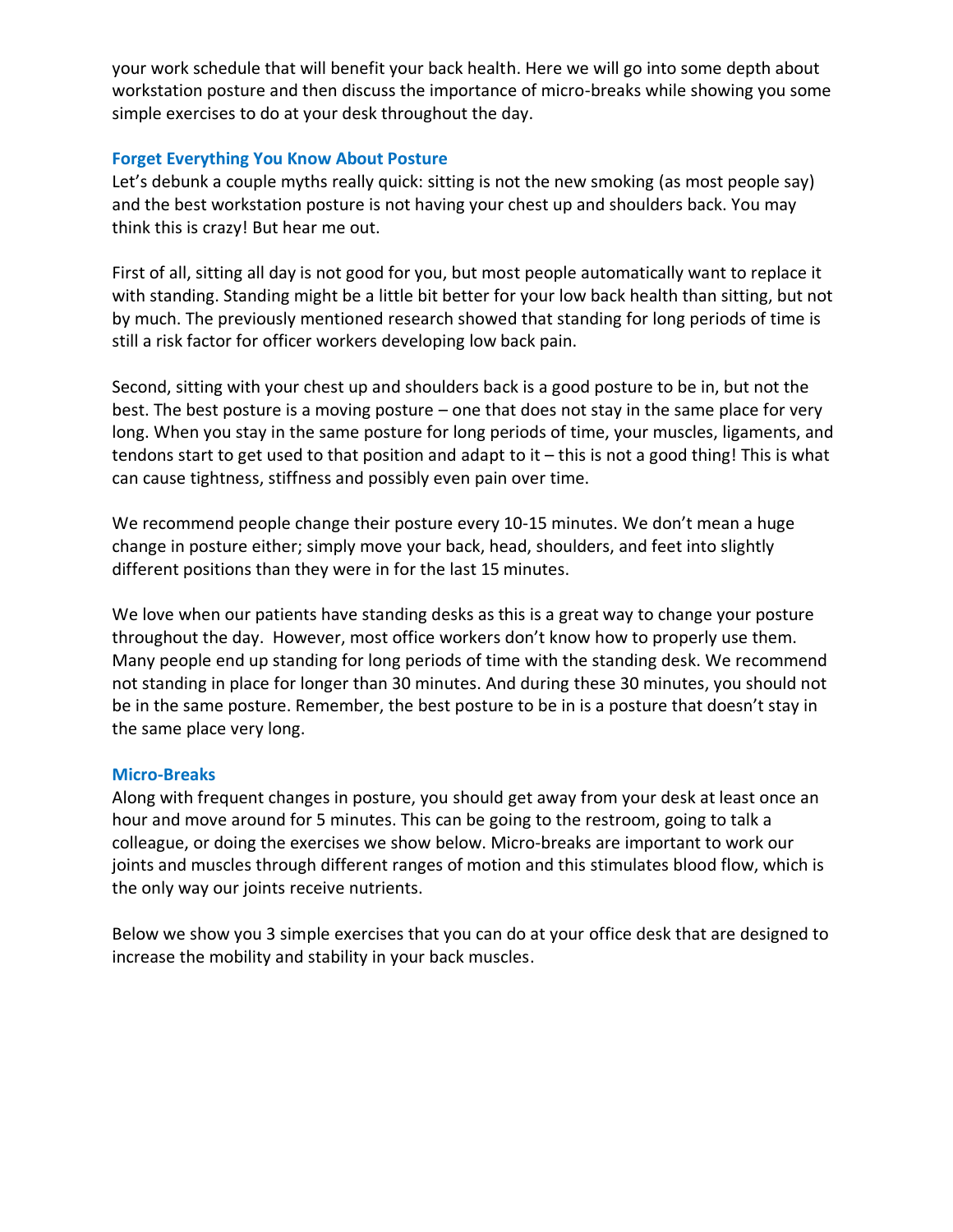your work schedule that will benefit your back health. Here we will go into some depth about workstation posture and then discuss the importance of micro-breaks while showing you some simple exercises to do at your desk throughout the day.

## Forget Everything You Know About Posture

Let's debunk a couple myths really quick: sitting is not the new smoking (as most people say) and the best workstation posture is not having your chest up and shoulders back. You may think this is crazy! But hear me out.

First of all, sitting all day is not good for you, but most people automatically want to replace it with standing. Standing might be a little bit better for your low back health than sitting, but not by much. The previously mentioned research showed that standing for long periods of time is still a risk factor for officer workers developing low back pain.

Second, sitting with your chest up and shoulders back is a good posture to be in, but not the best. The best posture is a moving posture – one that does not stay in the same place for very long. When you stay in the same posture for long periods of time, your muscles, ligaments, and tendons start to get used to that position and adapt to it – this is not a good thing! This is what can cause tightness, stiffness and possibly even pain over time.

We recommend people change their posture every 10-15 minutes. We don't mean a huge change in posture either; simply move your back, head, shoulders, and feet into slightly different positions than they were in for the last 15 minutes.

We love when our patients have standing desks as this is a great way to change your posture throughout the day. However, most office workers don't know how to properly use them. Many people end up standing for long periods of time with the standing desk. We recommend not standing in place for longer than 30 minutes. And during these 30 minutes, you should not be in the same posture. Remember, the best posture to be in is a posture that doesn't stay in the same place very long.

## Micro-Breaks

Along with frequent changes in posture, you should get away from your desk at least once an hour and move around for 5 minutes. This can be going to the restroom, going to talk a colleague, or doing the exercises we show below. Micro-breaks are important to work our joints and muscles through different ranges of motion and this stimulates blood flow, which is the only way our joints receive nutrients.

Below we show you 3 simple exercises that you can do at your office desk that are designed to increase the mobility and stability in your back muscles.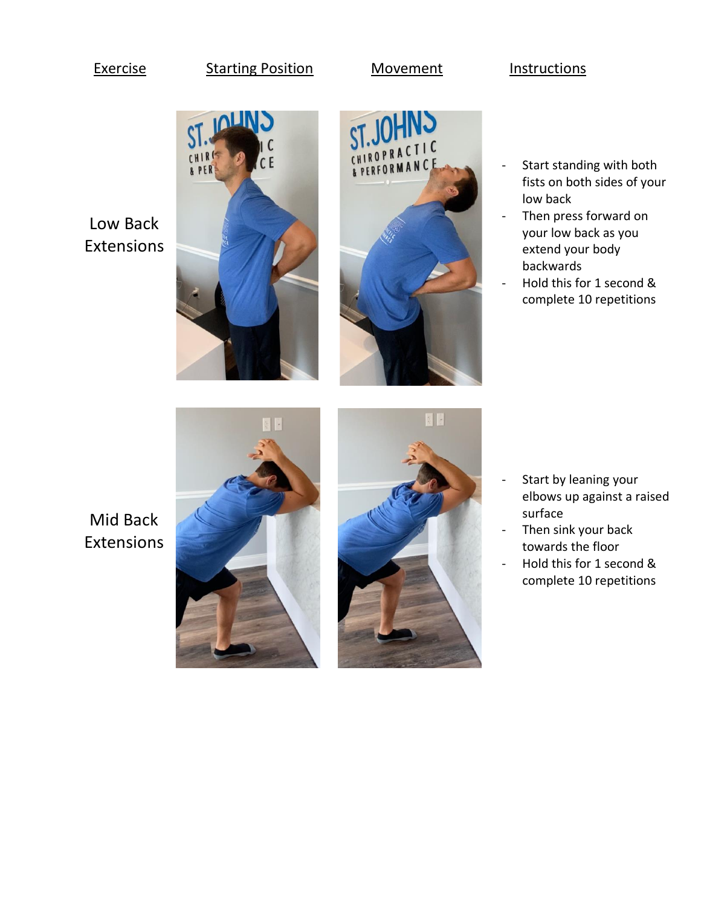| Exercise | Starting Position | Movement | Instructions |
|---|---|---|---|
| Low Back Extensions | | | - Start standing with both fists on both sides of your low back<br>- Then press forward on your low back as you extend your body backwards<br>- Hold this for 1 second & complete 10 repetitions |
| Mid Back Extensions | | | - Start by leaning your elbows up against a raised surface<br>- Then sink your back towards the floor<br>- Hold this for 1 second & complete 10 repetitions |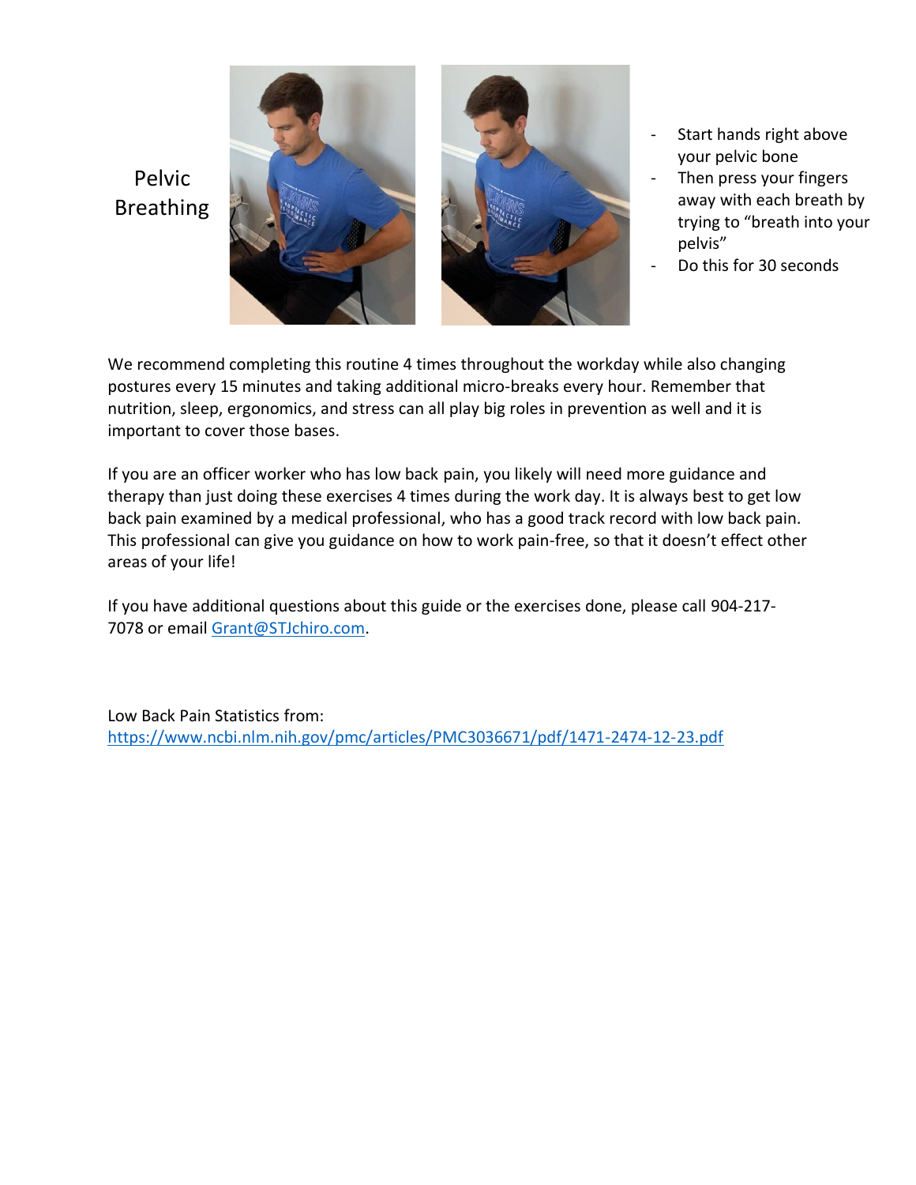Pelvic Breathing

- Start hands right above your pelvic bone
- Then press your fingers away with each breath by trying to "breath into your pelvis"
- Do this for 30 seconds

We recommend completing this routine 4 times throughout the workday while also changing postures every 15 minutes and taking additional micro-breaks every hour. Remember that nutrition, sleep, ergonomics, and stress can all play big roles in prevention as well and it is important to cover those bases.

If you are an officer worker who has low back pain, you likely will need more guidance and therapy than just doing these exercises 4 times during the work day. It is always best to get low back pain examined by a medical professional, who has a good track record with low back pain. This professional can give you guidance on how to work pain-free, so that it doesn't effect other areas of your life!

If you have additional questions about this guide or the exercises done, please call 904-217-7078 or email [Grant@STJchiro.com](mailto:Grant@STJchiro.com).

Low Back Pain Statistics from:
[https://www.ncbi.nlm.nih.gov/pmc/articles/PMC3036671/pdf/1471-2474-12-23.pdf](https://www.ncbi.nlm.nih.gov/pmc/articles/PMC3036671/pdf/1471-2474-12-23.pdf)